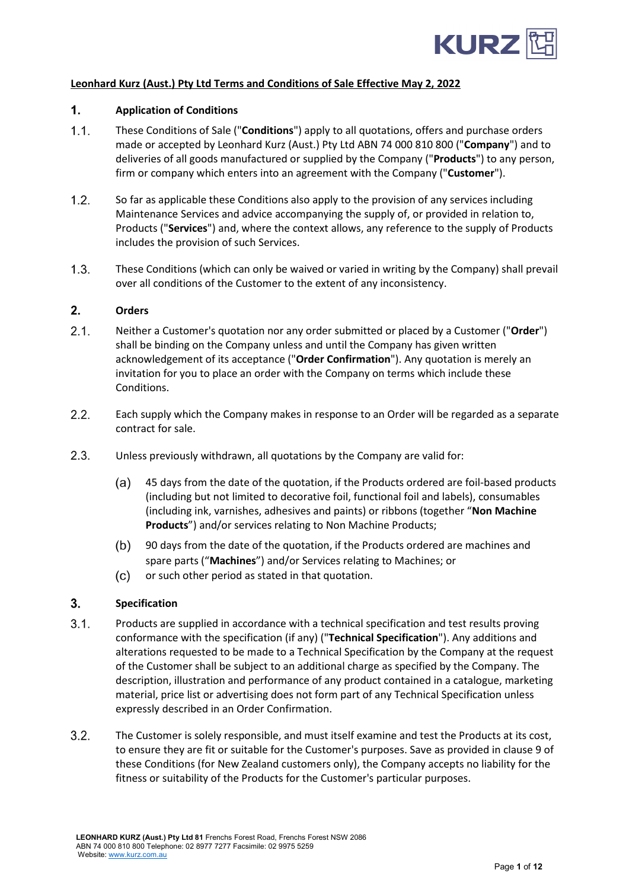**Leonhard Kurz (Aust.) Pty Ltd Terms and Conditions of Sale Effective May 2, 2022**

## 1. Application of Conditions

1.1. These Conditions of Sale ("**Conditions**") apply to all quotations, offers and purchase orders made or accepted by Leonhard Kurz (Aust.) Pty Ltd ABN 74 000 810 800 ("**Company**") and to deliveries of all goods manufactured or supplied by the Company ("**Products**") to any person, firm or company which enters into an agreement with the Company ("**Customer**").

1.2. So far as applicable these Conditions also apply to the provision of any services including Maintenance Services and advice accompanying the supply of, or provided in relation to, Products ("**Services**") and, where the context allows, any reference to the supply of Products includes the provision of such Services.

1.3. These Conditions (which can only be waived or varied in writing by the Company) shall prevail over all conditions of the Customer to the extent of any inconsistency.

## 2. Orders

2.1. Neither a Customer's quotation nor any order submitted or placed by a Customer ("**Order**") shall be binding on the Company unless and until the Company has given written acknowledgement of its acceptance ("**Order Confirmation**"). Any quotation is merely an invitation for you to place an order with the Company on terms which include these Conditions.

2.2. Each supply which the Company makes in response to an Order will be regarded as a separate contract for sale.

2.3. Unless previously withdrawn, all quotations by the Company are valid for:

(a) 45 days from the date of the quotation, if the Products ordered are foil-based products (including but not limited to decorative foil, functional foil and labels), consumables (including ink, varnishes, adhesives and paints) or ribbons (together "**Non Machine Products**") and/or services relating to Non Machine Products;

(b) 90 days from the date of the quotation, if the Products ordered are machines and spare parts ("**Machines**") and/or Services relating to Machines; or

(c) or such other period as stated in that quotation.

## 3. Specification

3.1. Products are supplied in accordance with a technical specification and test results proving conformance with the specification (if any) ("**Technical Specification**"). Any additions and alterations requested to be made to a Technical Specification by the Company at the request of the Customer shall be subject to an additional charge as specified by the Company. The description, illustration and performance of any product contained in a catalogue, marketing material, price list or advertising does not form part of any Technical Specification unless expressly described in an Order Confirmation.

3.2. The Customer is solely responsible, and must itself examine and test the Products at its cost, to ensure they are fit or suitable for the Customer's purposes. Save as provided in clause 9 of these Conditions (for New Zealand customers only), the Company accepts no liability for the fitness or suitability of the Products for the Customer's particular purposes.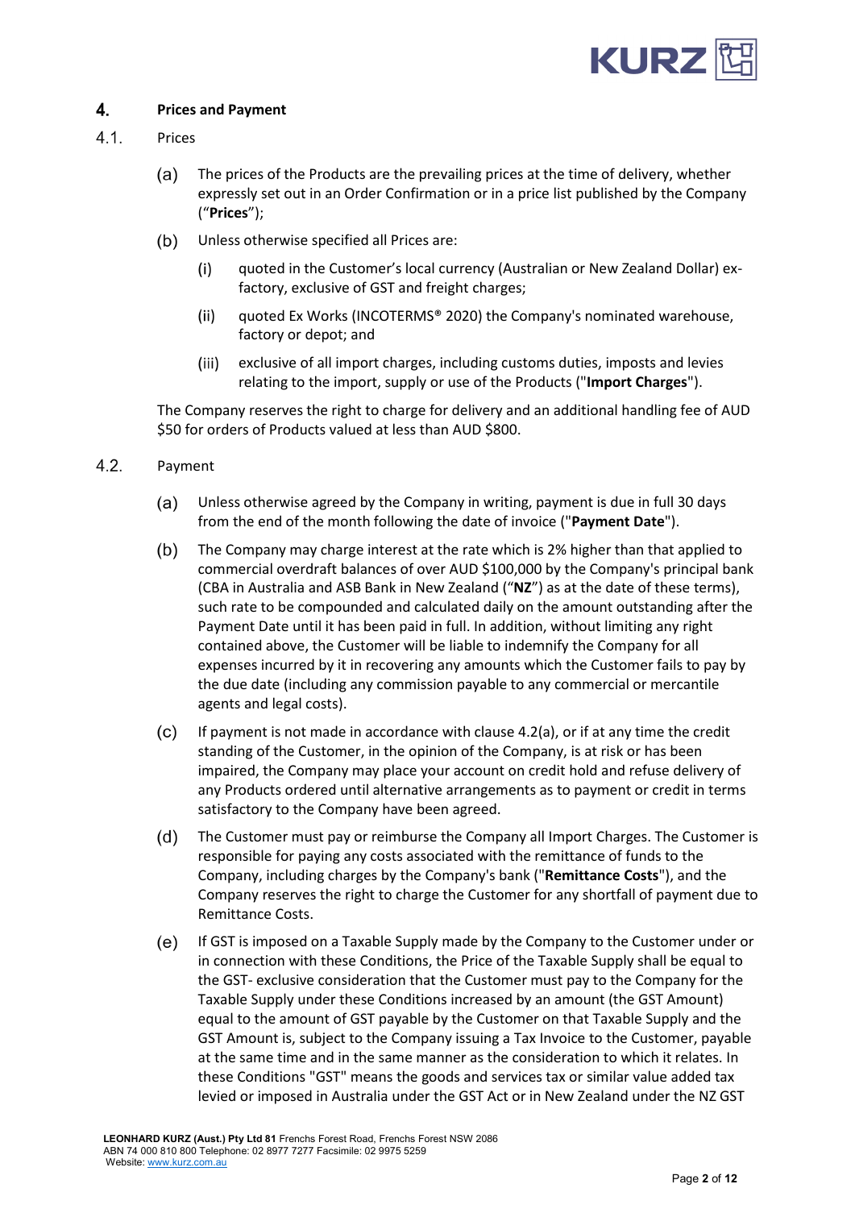## 4. Prices and Payment

### 4.1. Prices

(a) The prices of the Products are the prevailing prices at the time of delivery, whether expressly set out in an Order Confirmation or in a price list published by the Company (“**Prices**”);

(b) Unless otherwise specified all Prices are:

(i) quoted in the Customer’s local currency (Australian or New Zealand Dollar) ex-factory, exclusive of GST and freight charges;

(ii) quoted Ex Works (INCOTERMS® 2020) the Company's nominated warehouse, factory or depot; and

(iii) exclusive of all import charges, including customs duties, imposts and levies relating to the import, supply or use of the Products ("**Import Charges**").

The Company reserves the right to charge for delivery and an additional handling fee of AUD $50 for orders of Products valued at less than AUD $800.

### 4.2. Payment

(a) Unless otherwise agreed by the Company in writing, payment is due in full 30 days from the end of the month following the date of invoice ("**Payment Date**").

(b) The Company may charge interest at the rate which is 2% higher than that applied to commercial overdraft balances of over AUD $100,000 by the Company's principal bank (CBA in Australia and ASB Bank in New Zealand (“**NZ**”) as at the date of these terms), such rate to be compounded and calculated daily on the amount outstanding after the Payment Date until it has been paid in full. In addition, without limiting any right contained above, the Customer will be liable to indemnify the Company for all expenses incurred by it in recovering any amounts which the Customer fails to pay by the due date (including any commission payable to any commercial or mercantile agents and legal costs).

(c) If payment is not made in accordance with clause 4.2(a), or if at any time the credit standing of the Customer, in the opinion of the Company, is at risk or has been impaired, the Company may place your account on credit hold and refuse delivery of any Products ordered until alternative arrangements as to payment or credit in terms satisfactory to the Company have been agreed.

(d) The Customer must pay or reimburse the Company all Import Charges. The Customer is responsible for paying any costs associated with the remittance of funds to the Company, including charges by the Company's bank ("**Remittance Costs**"), and the Company reserves the right to charge the Customer for any shortfall of payment due to Remittance Costs.

(e) If GST is imposed on a Taxable Supply made by the Company to the Customer under or in connection with these Conditions, the Price of the Taxable Supply shall be equal to the GST- exclusive consideration that the Customer must pay to the Company for the Taxable Supply under these Conditions increased by an amount (the GST Amount) equal to the amount of GST payable by the Customer on that Taxable Supply and the GST Amount is, subject to the Company issuing a Tax Invoice to the Customer, payable at the same time and in the same manner as the consideration to which it relates. In these Conditions "GST" means the goods and services tax or similar value added tax levied or imposed in Australia under the GST Act or in New Zealand under the NZ GST

**LEONHARD KURZ (Aust.) Pty Ltd 81** Frenchs Forest Road, Frenchs Forest NSW 2086
ABN 74 000 810 800 Telephone: 02 8977 7277 Facsimile: 02 9975 5259
Website: www.kurz.com.au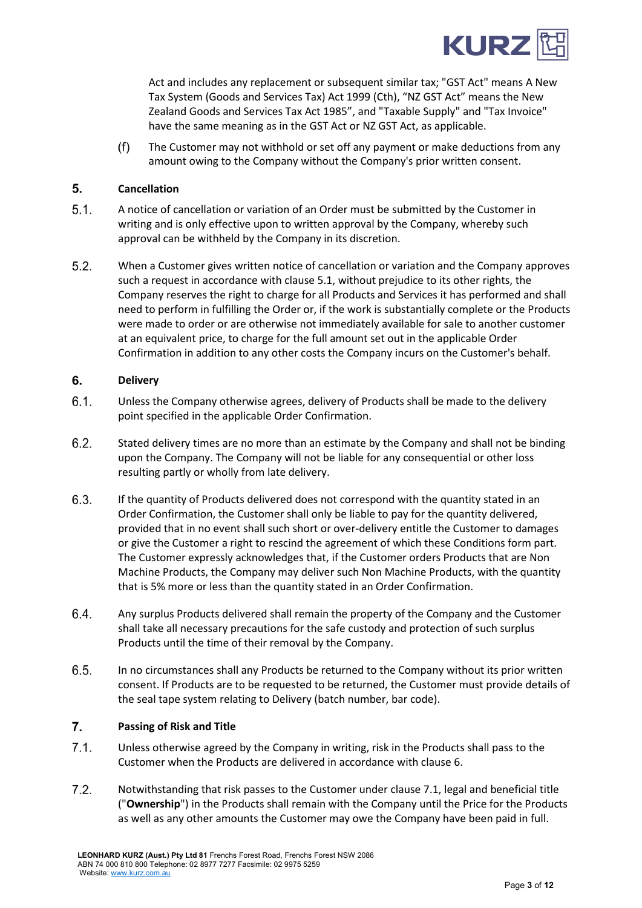Act and includes any replacement or subsequent similar tax; "GST Act" means A New Tax System (Goods and Services Tax) Act 1999 (Cth), "NZ GST Act" means the New Zealand Goods and Services Tax Act 1985", and "Taxable Supply" and "Tax Invoice" have the same meaning as in the GST Act or NZ GST Act, as applicable.

(f) The Customer may not withhold or set off any payment or make deductions from any amount owing to the Company without the Company's prior written consent.

## 5. Cancellation

5.1. A notice of cancellation or variation of an Order must be submitted by the Customer in writing and is only effective upon to written approval by the Company, whereby such approval can be withheld by the Company in its discretion.

5.2. When a Customer gives written notice of cancellation or variation and the Company approves such a request in accordance with clause 5.1, without prejudice to its other rights, the Company reserves the right to charge for all Products and Services it has performed and shall need to perform in fulfilling the Order or, if the work is substantially complete or the Products were made to order or are otherwise not immediately available for sale to another customer at an equivalent price, to charge for the full amount set out in the applicable Order Confirmation in addition to any other costs the Company incurs on the Customer's behalf.

## 6. Delivery

6.1. Unless the Company otherwise agrees, delivery of Products shall be made to the delivery point specified in the applicable Order Confirmation.

6.2. Stated delivery times are no more than an estimate by the Company and shall not be binding upon the Company. The Company will not be liable for any consequential or other loss resulting partly or wholly from late delivery.

6.3. If the quantity of Products delivered does not correspond with the quantity stated in an Order Confirmation, the Customer shall only be liable to pay for the quantity delivered, provided that in no event shall such short or over-delivery entitle the Customer to damages or give the Customer a right to rescind the agreement of which these Conditions form part. The Customer expressly acknowledges that, if the Customer orders Products that are Non Machine Products, the Company may deliver such Non Machine Products, with the quantity that is 5% more or less than the quantity stated in an Order Confirmation.

6.4. Any surplus Products delivered shall remain the property of the Company and the Customer shall take all necessary precautions for the safe custody and protection of such surplus Products until the time of their removal by the Company.

6.5. In no circumstances shall any Products be returned to the Company without its prior written consent. If Products are to be requested to be returned, the Customer must provide details of the seal tape system relating to Delivery (batch number, bar code).

## 7. Passing of Risk and Title

7.1. Unless otherwise agreed by the Company in writing, risk in the Products shall pass to the Customer when the Products are delivered in accordance with clause 6.

7.2. Notwithstanding that risk passes to the Customer under clause 7.1, legal and beneficial title ("**Ownership**") in the Products shall remain with the Company until the Price for the Products as well as any other amounts the Customer may owe the Company have been paid in full.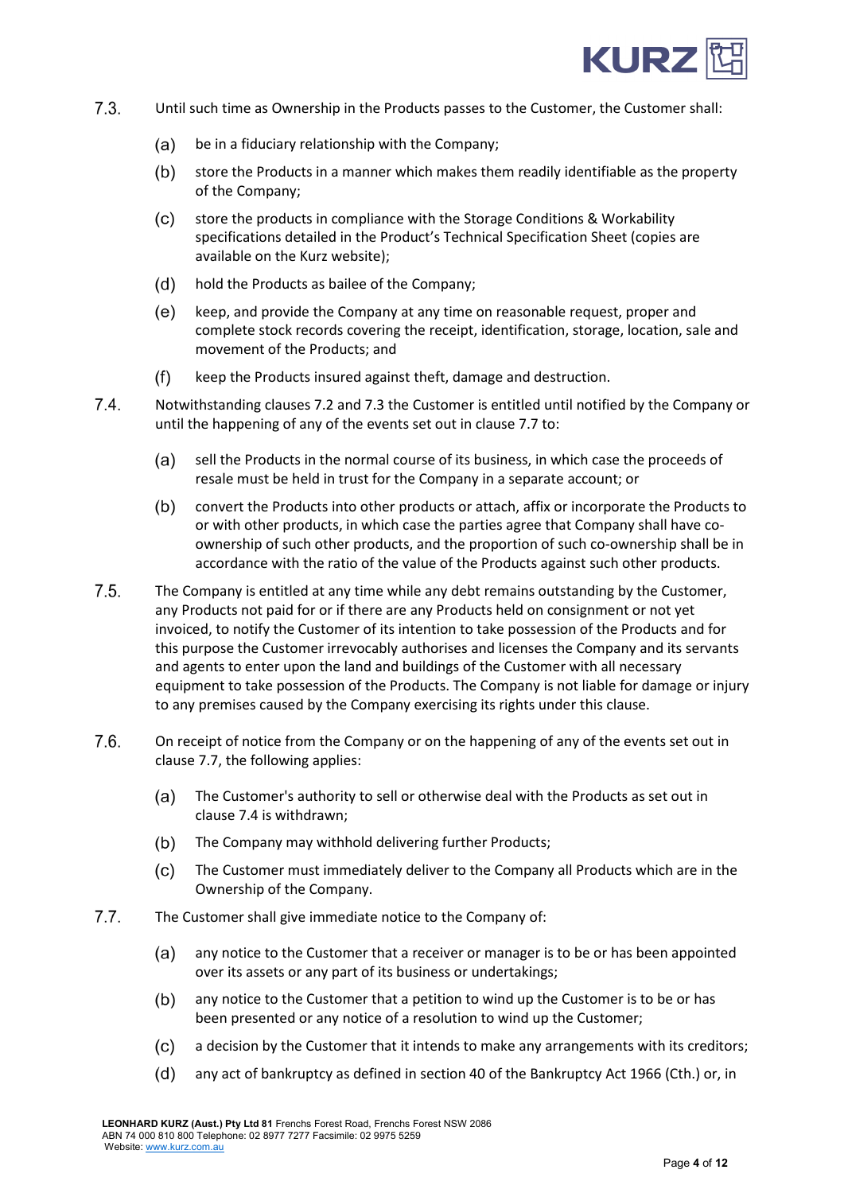7.3. Until such time as Ownership in the Products passes to the Customer, the Customer shall:

(a) be in a fiduciary relationship with the Company;

(b) store the Products in a manner which makes them readily identifiable as the property of the Company;

(c) store the products in compliance with the Storage Conditions & Workability specifications detailed in the Product's Technical Specification Sheet (copies are available on the Kurz website);

(d) hold the Products as bailee of the Company;

(e) keep, and provide the Company at any time on reasonable request, proper and complete stock records covering the receipt, identification, storage, location, sale and movement of the Products; and

(f) keep the Products insured against theft, damage and destruction.

7.4. Notwithstanding clauses 7.2 and 7.3 the Customer is entitled until notified by the Company or until the happening of any of the events set out in clause 7.7 to:

(a) sell the Products in the normal course of its business, in which case the proceeds of resale must be held in trust for the Company in a separate account; or

(b) convert the Products into other products or attach, affix or incorporate the Products to or with other products, in which case the parties agree that Company shall have co-ownership of such other products, and the proportion of such co-ownership shall be in accordance with the ratio of the value of the Products against such other products.

7.5. The Company is entitled at any time while any debt remains outstanding by the Customer, any Products not paid for or if there are any Products held on consignment or not yet invoiced, to notify the Customer of its intention to take possession of the Products and for this purpose the Customer irrevocably authorises and licenses the Company and its servants and agents to enter upon the land and buildings of the Customer with all necessary equipment to take possession of the Products. The Company is not liable for damage or injury to any premises caused by the Company exercising its rights under this clause.

7.6. On receipt of notice from the Company or on the happening of any of the events set out in clause 7.7, the following applies:

(a) The Customer's authority to sell or otherwise deal with the Products as set out in clause 7.4 is withdrawn;

(b) The Company may withhold delivering further Products;

(c) The Customer must immediately deliver to the Company all Products which are in the Ownership of the Company.

7.7. The Customer shall give immediate notice to the Company of:

(a) any notice to the Customer that a receiver or manager is to be or has been appointed over its assets or any part of its business or undertakings;

(b) any notice to the Customer that a petition to wind up the Customer is to be or has been presented or any notice of a resolution to wind up the Customer;

(c) a decision by the Customer that it intends to make any arrangements with its creditors;

(d) any act of bankruptcy as defined in section 40 of the Bankruptcy Act 1966 (Cth.) or, in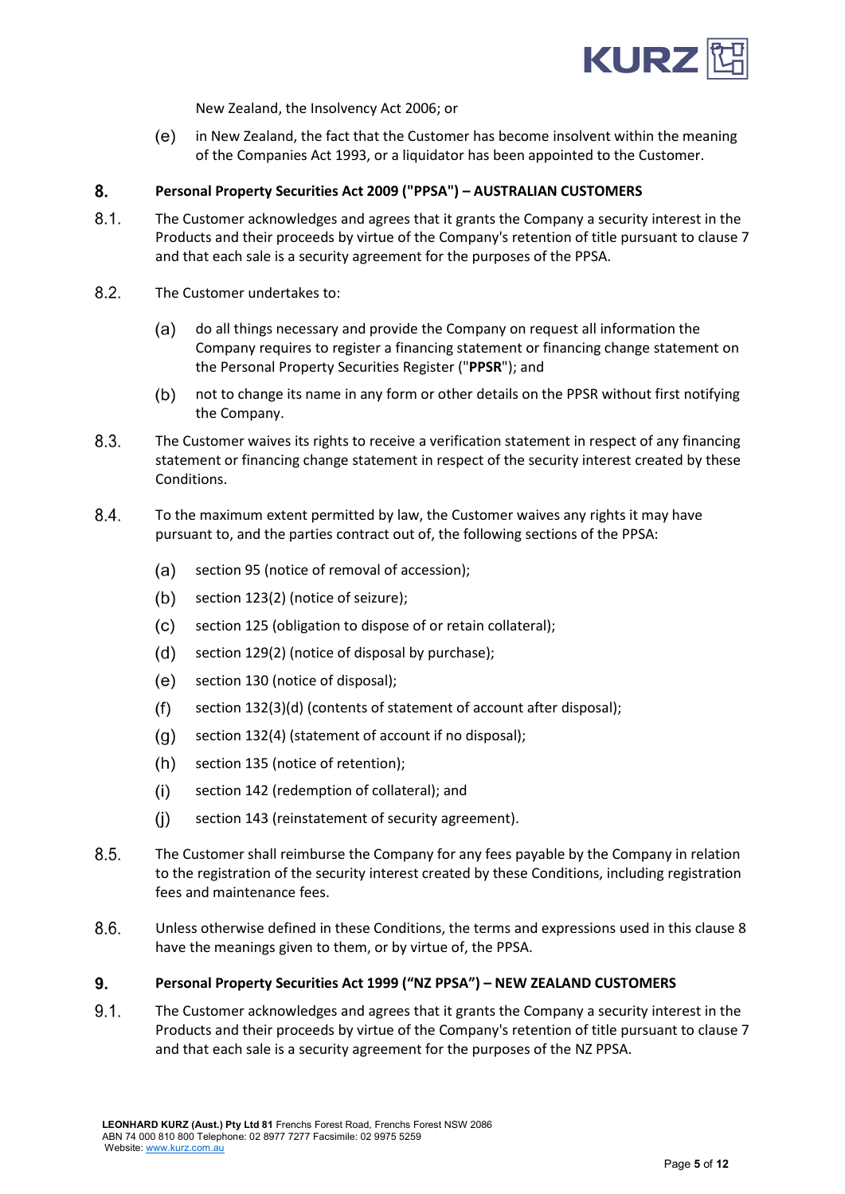New Zealand, the Insolvency Act 2006; or

(e) in New Zealand, the fact that the Customer has become insolvent within the meaning of the Companies Act 1993, or a liquidator has been appointed to the Customer.

## 8. Personal Property Securities Act 2009 ("PPSA") – AUSTRALIAN CUSTOMERS

8.1. The Customer acknowledges and agrees that it grants the Company a security interest in the Products and their proceeds by virtue of the Company's retention of title pursuant to clause 7 and that each sale is a security agreement for the purposes of the PPSA.

8.2. The Customer undertakes to:

(a) do all things necessary and provide the Company on request all information the Company requires to register a financing statement or financing change statement on the Personal Property Securities Register ("**PPSR**"); and

(b) not to change its name in any form or other details on the PPSR without first notifying the Company.

8.3. The Customer waives its rights to receive a verification statement in respect of any financing statement or financing change statement in respect of the security interest created by these Conditions.

8.4. To the maximum extent permitted by law, the Customer waives any rights it may have pursuant to, and the parties contract out of, the following sections of the PPSA:

(a) section 95 (notice of removal of accession);

(b) section 123(2) (notice of seizure);

(c) section 125 (obligation to dispose of or retain collateral);

(d) section 129(2) (notice of disposal by purchase);

(e) section 130 (notice of disposal);

(f) section 132(3)(d) (contents of statement of account after disposal);

(g) section 132(4) (statement of account if no disposal);

(h) section 135 (notice of retention);

(i) section 142 (redemption of collateral); and

(j) section 143 (reinstatement of security agreement).

8.5. The Customer shall reimburse the Company for any fees payable by the Company in relation to the registration of the security interest created by these Conditions, including registration fees and maintenance fees.

8.6. Unless otherwise defined in these Conditions, the terms and expressions used in this clause 8 have the meanings given to them, or by virtue of, the PPSA.

## 9. Personal Property Securities Act 1999 ("NZ PPSA") – NEW ZEALAND CUSTOMERS

9.1. The Customer acknowledges and agrees that it grants the Company a security interest in the Products and their proceeds by virtue of the Company's retention of title pursuant to clause 7 and that each sale is a security agreement for the purposes of the NZ PPSA.

**LEONHARD KURZ (Aust.) Pty Ltd 81** Frenchs Forest Road, Frenchs Forest NSW 2086
ABN 74 000 810 800 Telephone: 02 8977 7277 Facsimile: 02 9975 5259
Website: www.kurz.com.au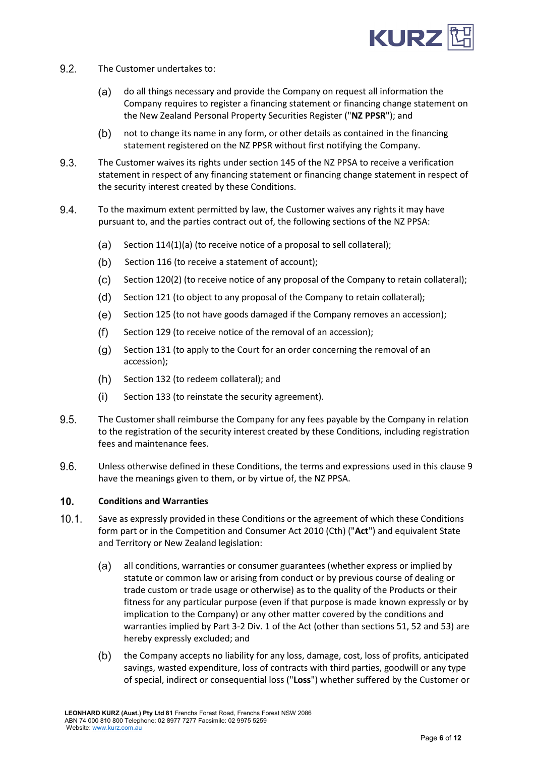9.2. The Customer undertakes to:

(a) do all things necessary and provide the Company on request all information the Company requires to register a financing statement or financing change statement on the New Zealand Personal Property Securities Register ("**NZ PPSR**"); and

(b) not to change its name in any form, or other details as contained in the financing statement registered on the NZ PPSR without first notifying the Company.

9.3. The Customer waives its rights under section 145 of the NZ PPSA to receive a verification statement in respect of any financing statement or financing change statement in respect of the security interest created by these Conditions.

9.4. To the maximum extent permitted by law, the Customer waives any rights it may have pursuant to, and the parties contract out of, the following sections of the NZ PPSA:

(a) Section 114(1)(a) (to receive notice of a proposal to sell collateral);

(b) Section 116 (to receive a statement of account);

(c) Section 120(2) (to receive notice of any proposal of the Company to retain collateral);

(d) Section 121 (to object to any proposal of the Company to retain collateral);

(e) Section 125 (to not have goods damaged if the Company removes an accession);

(f) Section 129 (to receive notice of the removal of an accession);

(g) Section 131 (to apply to the Court for an order concerning the removal of an accession);

(h) Section 132 (to redeem collateral); and

(i) Section 133 (to reinstate the security agreement).

9.5. The Customer shall reimburse the Company for any fees payable by the Company in relation to the registration of the security interest created by these Conditions, including registration fees and maintenance fees.

9.6. Unless otherwise defined in these Conditions, the terms and expressions used in this clause 9 have the meanings given to them, or by virtue of, the NZ PPSA.

## 10. Conditions and Warranties

10.1. Save as expressly provided in these Conditions or the agreement of which these Conditions form part or in the Competition and Consumer Act 2010 (Cth) ("**Act**") and equivalent State and Territory or New Zealand legislation:

(a) all conditions, warranties or consumer guarantees (whether express or implied by statute or common law or arising from conduct or by previous course of dealing or trade custom or trade usage or otherwise) as to the quality of the Products or their fitness for any particular purpose (even if that purpose is made known expressly or by implication to the Company) or any other matter covered by the conditions and warranties implied by Part 3-2 Div. 1 of the Act (other than sections 51, 52 and 53) are hereby expressly excluded; and

(b) the Company accepts no liability for any loss, damage, cost, loss of profits, anticipated savings, wasted expenditure, loss of contracts with third parties, goodwill or any type of special, indirect or consequential loss ("**Loss**") whether suffered by the Customer or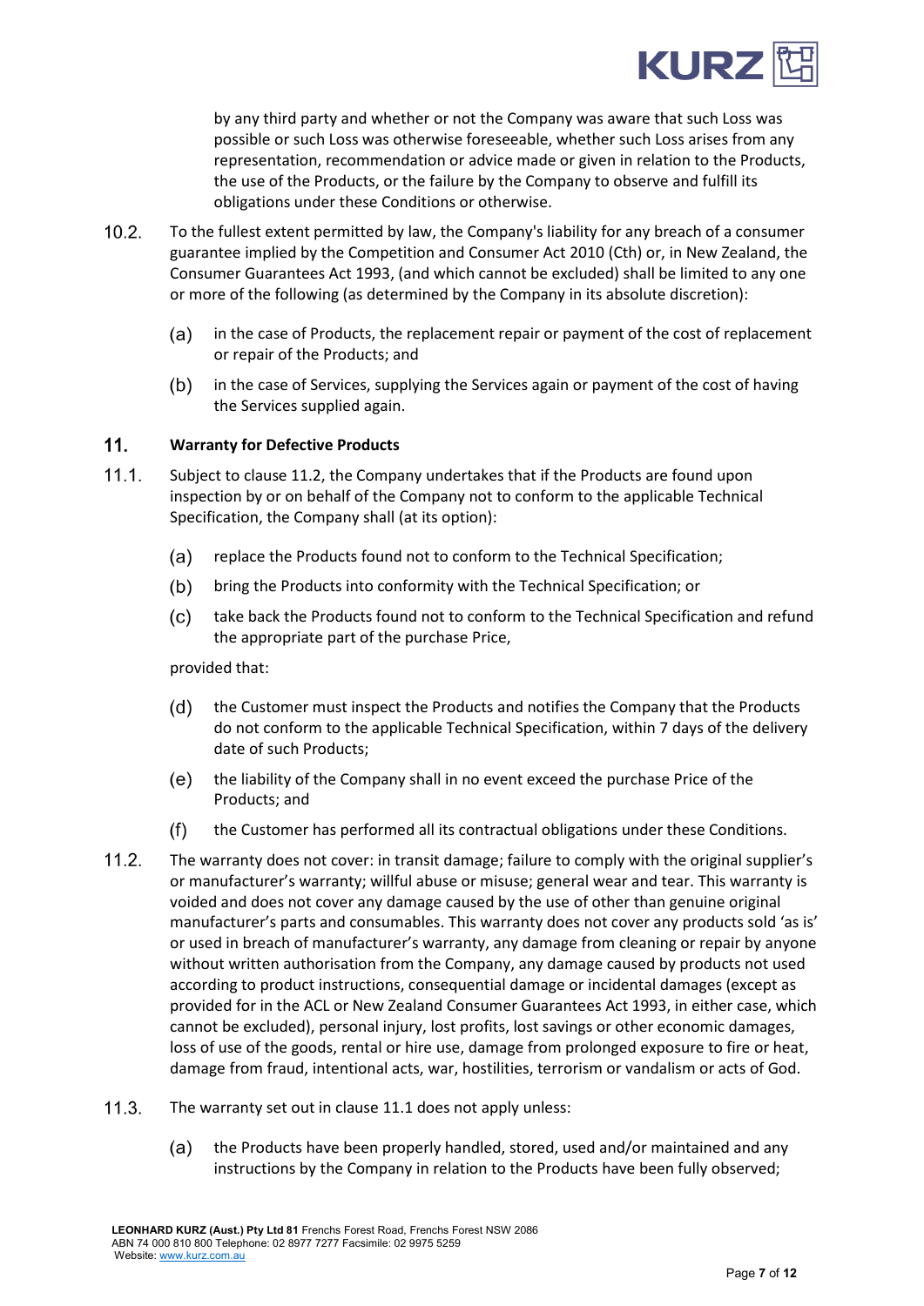by any third party and whether or not the Company was aware that such Loss was possible or such Loss was otherwise foreseeable, whether such Loss arises from any representation, recommendation or advice made or given in relation to the Products, the use of the Products, or the failure by the Company to observe and fulfill its obligations under these Conditions or otherwise.

10.2. To the fullest extent permitted by law, the Company's liability for any breach of a consumer guarantee implied by the Competition and Consumer Act 2010 (Cth) or, in New Zealand, the Consumer Guarantees Act 1993, (and which cannot be excluded) shall be limited to any one or more of the following (as determined by the Company in its absolute discretion):

(a) in the case of Products, the replacement repair or payment of the cost of replacement or repair of the Products; and

(b) in the case of Services, supplying the Services again or payment of the cost of having the Services supplied again.

## 11. Warranty for Defective Products

11.1. Subject to clause 11.2, the Company undertakes that if the Products are found upon inspection by or on behalf of the Company not to conform to the applicable Technical Specification, the Company shall (at its option):

(a) replace the Products found not to conform to the Technical Specification;

(b) bring the Products into conformity with the Technical Specification; or

(c) take back the Products found not to conform to the Technical Specification and refund the appropriate part of the purchase Price,

provided that:

(d) the Customer must inspect the Products and notifies the Company that the Products do not conform to the applicable Technical Specification, within 7 days of the delivery date of such Products;

(e) the liability of the Company shall in no event exceed the purchase Price of the Products; and

(f) the Customer has performed all its contractual obligations under these Conditions.

11.2. The warranty does not cover: in transit damage; failure to comply with the original supplier's or manufacturer's warranty; willful abuse or misuse; general wear and tear. This warranty is voided and does not cover any damage caused by the use of other than genuine original manufacturer's parts and consumables. This warranty does not cover any products sold 'as is' or used in breach of manufacturer's warranty, any damage from cleaning or repair by anyone without written authorisation from the Company, any damage caused by products not used according to product instructions, consequential damage or incidental damages (except as provided for in the ACL or New Zealand Consumer Guarantees Act 1993, in either case, which cannot be excluded), personal injury, lost profits, lost savings or other economic damages, loss of use of the goods, rental or hire use, damage from prolonged exposure to fire or heat, damage from fraud, intentional acts, war, hostilities, terrorism or vandalism or acts of God.

11.3. The warranty set out in clause 11.1 does not apply unless:

(a) the Products have been properly handled, stored, used and/or maintained and any instructions by the Company in relation to the Products have been fully observed;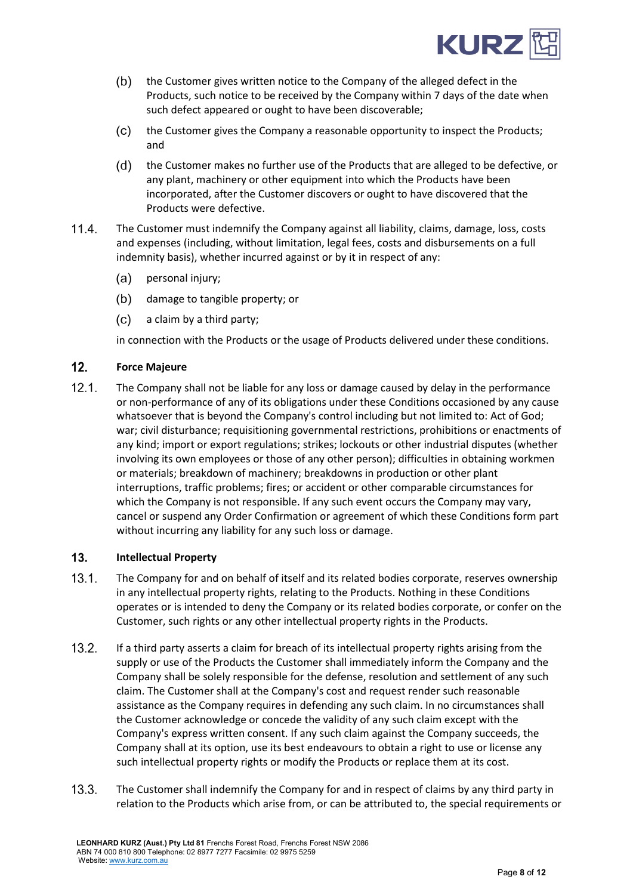(b) the Customer gives written notice to the Company of the alleged defect in the Products, such notice to be received by the Company within 7 days of the date when such defect appeared or ought to have been discoverable;

(c) the Customer gives the Company a reasonable opportunity to inspect the Products; and

(d) the Customer makes no further use of the Products that are alleged to be defective, or any plant, machinery or other equipment into which the Products have been incorporated, after the Customer discovers or ought to have discovered that the Products were defective.

11.4. The Customer must indemnify the Company against all liability, claims, damage, loss, costs and expenses (including, without limitation, legal fees, costs and disbursements on a full indemnity basis), whether incurred against or by it in respect of any:

(a) personal injury;

(b) damage to tangible property; or

(c) a claim by a third party;

in connection with the Products or the usage of Products delivered under these conditions.

## 12. Force Majeure

12.1. The Company shall not be liable for any loss or damage caused by delay in the performance or non-performance of any of its obligations under these Conditions occasioned by any cause whatsoever that is beyond the Company's control including but not limited to: Act of God; war; civil disturbance; requisitioning governmental restrictions, prohibitions or enactments of any kind; import or export regulations; strikes; lockouts or other industrial disputes (whether involving its own employees or those of any other person); difficulties in obtaining workmen or materials; breakdown of machinery; breakdowns in production or other plant interruptions, traffic problems; fires; or accident or other comparable circumstances for which the Company is not responsible. If any such event occurs the Company may vary, cancel or suspend any Order Confirmation or agreement of which these Conditions form part without incurring any liability for any such loss or damage.

## 13. Intellectual Property

13.1. The Company for and on behalf of itself and its related bodies corporate, reserves ownership in any intellectual property rights, relating to the Products. Nothing in these Conditions operates or is intended to deny the Company or its related bodies corporate, or confer on the Customer, such rights or any other intellectual property rights in the Products.

13.2. If a third party asserts a claim for breach of its intellectual property rights arising from the supply or use of the Products the Customer shall immediately inform the Company and the Company shall be solely responsible for the defense, resolution and settlement of any such claim. The Customer shall at the Company's cost and request render such reasonable assistance as the Company requires in defending any such claim. In no circumstances shall the Customer acknowledge or concede the validity of any such claim except with the Company's express written consent. If any such claim against the Company succeeds, the Company shall at its option, use its best endeavours to obtain a right to use or license any such intellectual property rights or modify the Products or replace them at its cost.

13.3. The Customer shall indemnify the Company for and in respect of claims by any third party in relation to the Products which arise from, or can be attributed to, the special requirements or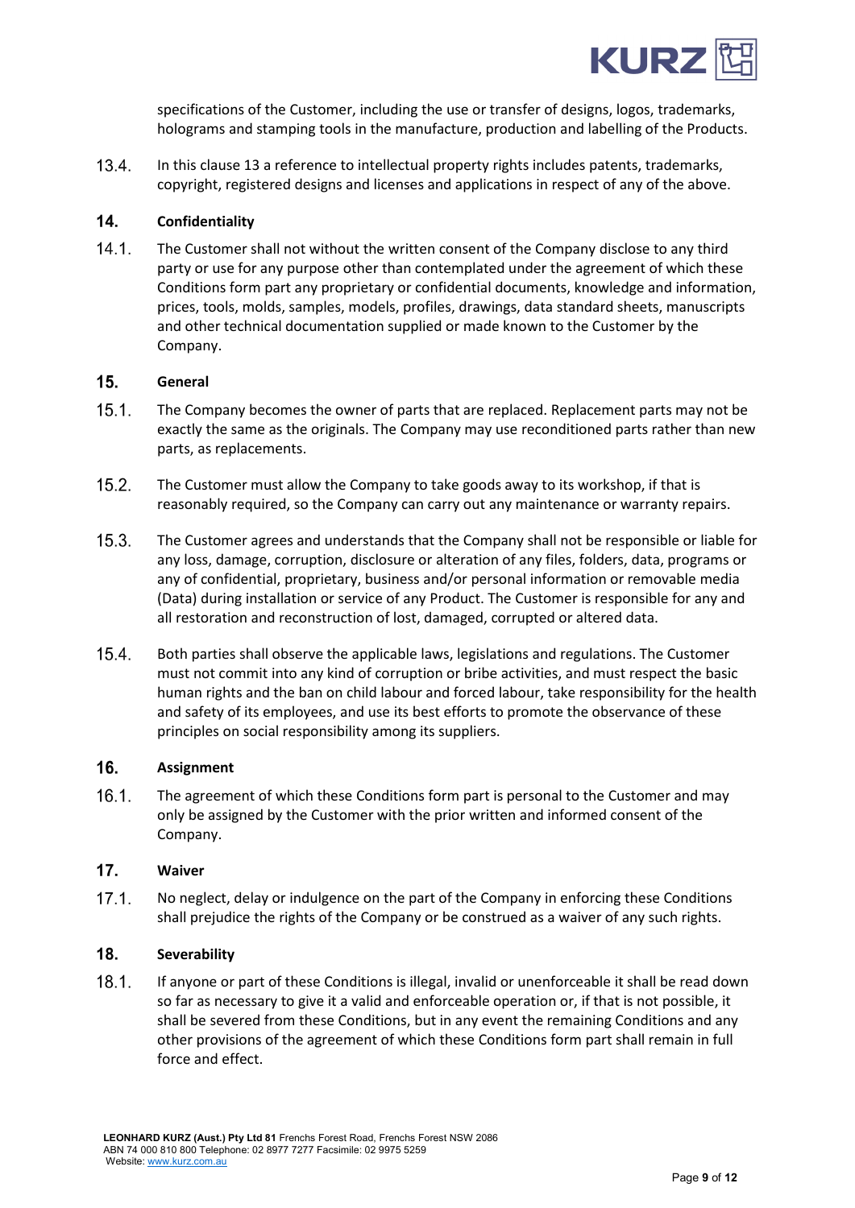specifications of the Customer, including the use or transfer of designs, logos, trademarks, holograms and stamping tools in the manufacture, production and labelling of the Products.

13.4. In this clause 13 a reference to intellectual property rights includes patents, trademarks, copyright, registered designs and licenses and applications in respect of any of the above.

## 14. Confidentiality

14.1. The Customer shall not without the written consent of the Company disclose to any third party or use for any purpose other than contemplated under the agreement of which these Conditions form part any proprietary or confidential documents, knowledge and information, prices, tools, molds, samples, models, profiles, drawings, data standard sheets, manuscripts and other technical documentation supplied or made known to the Customer by the Company.

## 15. General

15.1. The Company becomes the owner of parts that are replaced. Replacement parts may not be exactly the same as the originals. The Company may use reconditioned parts rather than new parts, as replacements.

15.2. The Customer must allow the Company to take goods away to its workshop, if that is reasonably required, so the Company can carry out any maintenance or warranty repairs.

15.3. The Customer agrees and understands that the Company shall not be responsible or liable for any loss, damage, corruption, disclosure or alteration of any files, folders, data, programs or any of confidential, proprietary, business and/or personal information or removable media (Data) during installation or service of any Product. The Customer is responsible for any and all restoration and reconstruction of lost, damaged, corrupted or altered data.

15.4. Both parties shall observe the applicable laws, legislations and regulations. The Customer must not commit into any kind of corruption or bribe activities, and must respect the basic human rights and the ban on child labour and forced labour, take responsibility for the health and safety of its employees, and use its best efforts to promote the observance of these principles on social responsibility among its suppliers.

## 16. Assignment

16.1. The agreement of which these Conditions form part is personal to the Customer and may only be assigned by the Customer with the prior written and informed consent of the Company.

## 17. Waiver

17.1. No neglect, delay or indulgence on the part of the Company in enforcing these Conditions shall prejudice the rights of the Company or be construed as a waiver of any such rights.

## 18. Severability

18.1. If anyone or part of these Conditions is illegal, invalid or unenforceable it shall be read down so far as necessary to give it a valid and enforceable operation or, if that is not possible, it shall be severed from these Conditions, but in any event the remaining Conditions and any other provisions of the agreement of which these Conditions form part shall remain in full force and effect.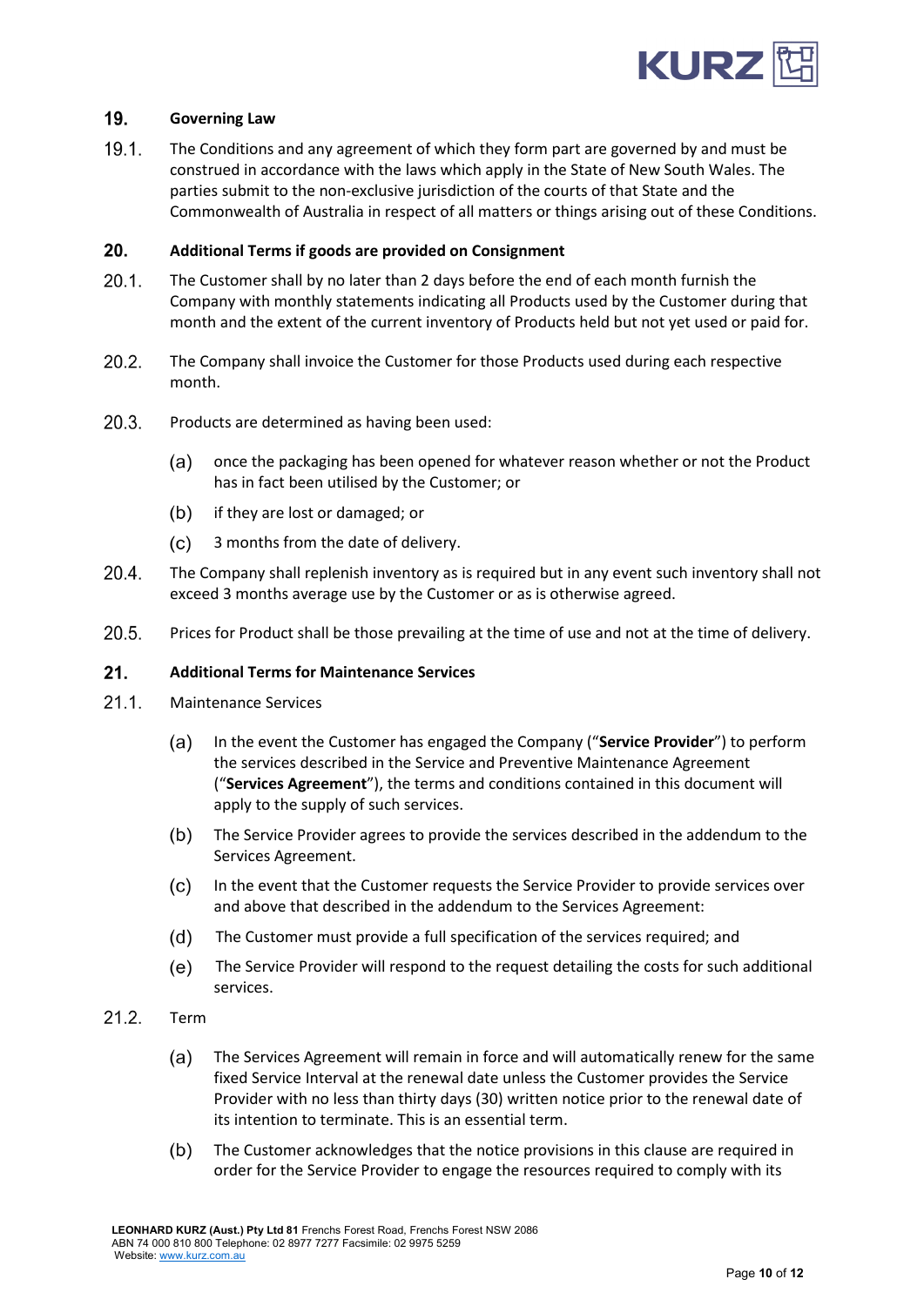## 19. Governing Law

19.1. The Conditions and any agreement of which they form part are governed by and must be construed in accordance with the laws which apply in the State of New South Wales. The parties submit to the non-exclusive jurisdiction of the courts of that State and the Commonwealth of Australia in respect of all matters or things arising out of these Conditions.

## 20. Additional Terms if goods are provided on Consignment

20.1. The Customer shall by no later than 2 days before the end of each month furnish the Company with monthly statements indicating all Products used by the Customer during that month and the extent of the current inventory of Products held but not yet used or paid for.

20.2. The Company shall invoice the Customer for those Products used during each respective month.

20.3. Products are determined as having been used:

- (a) once the packaging has been opened for whatever reason whether or not the Product has in fact been utilised by the Customer; or
- (b) if they are lost or damaged; or
- (c) 3 months from the date of delivery.

20.4. The Company shall replenish inventory as is required but in any event such inventory shall not exceed 3 months average use by the Customer or as is otherwise agreed.

20.5. Prices for Product shall be those prevailing at the time of use and not at the time of delivery.

## 21. Additional Terms for Maintenance Services

21.1. Maintenance Services

- (a) In the event the Customer has engaged the Company ("**Service Provider**") to perform the services described in the Service and Preventive Maintenance Agreement ("**Services Agreement**"), the terms and conditions contained in this document will apply to the supply of such services.
- (b) The Service Provider agrees to provide the services described in the addendum to the Services Agreement.
- (c) In the event that the Customer requests the Service Provider to provide services over and above that described in the addendum to the Services Agreement:
- (d) The Customer must provide a full specification of the services required; and
- (e) The Service Provider will respond to the request detailing the costs for such additional services.

21.2. Term

- (a) The Services Agreement will remain in force and will automatically renew for the same fixed Service Interval at the renewal date unless the Customer provides the Service Provider with no less than thirty days (30) written notice prior to the renewal date of its intention to terminate. This is an essential term.
- (b) The Customer acknowledges that the notice provisions in this clause are required in order for the Service Provider to engage the resources required to comply with its

**LEONHARD KURZ (Aust.) Pty Ltd 81** Frenchs Forest Road, Frenchs Forest NSW 2086
ABN 74 000 810 800 Telephone: 02 8977 7277 Facsimile: 02 9975 5259
Website: www.kurz.com.au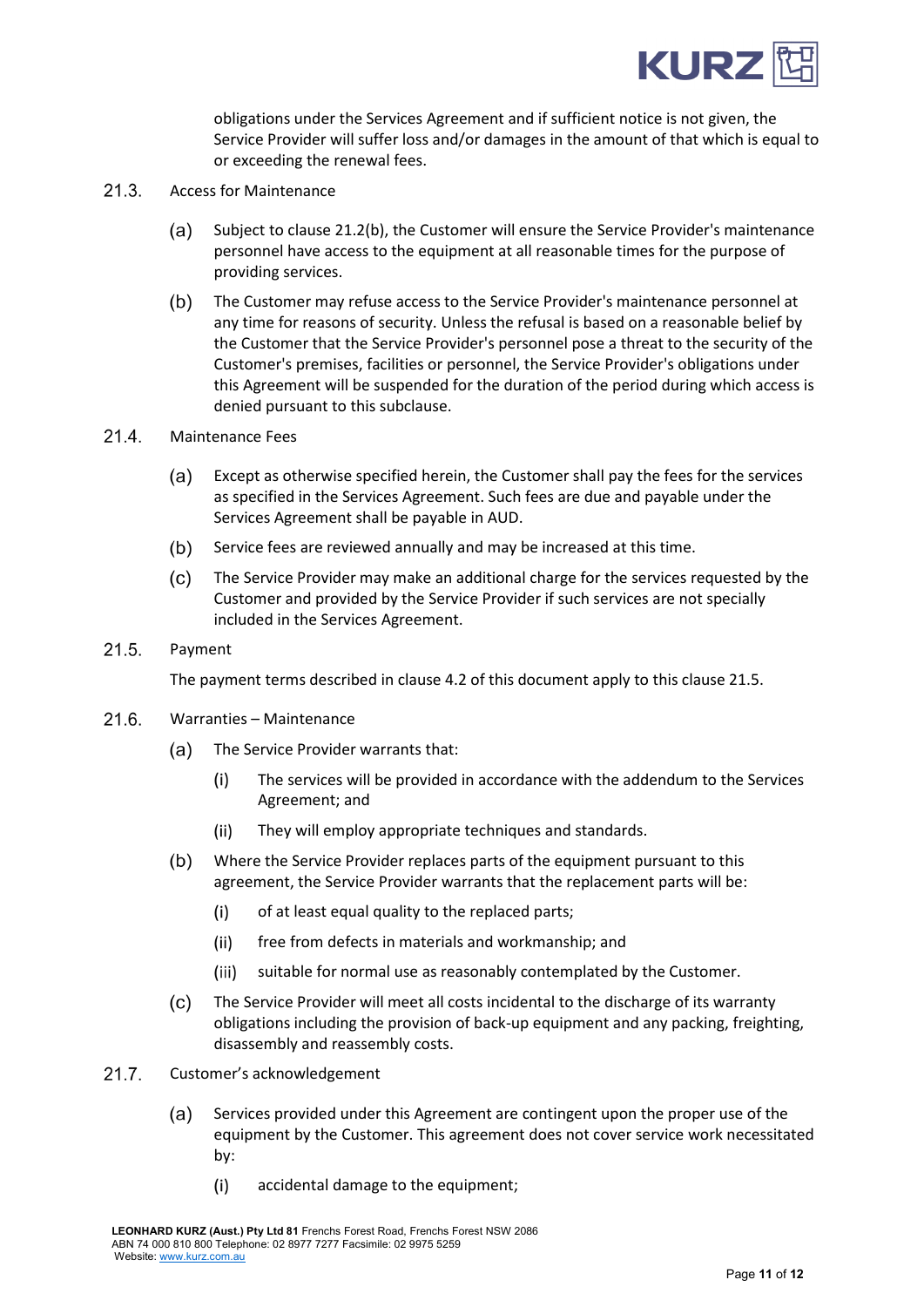obligations under the Services Agreement and if sufficient notice is not given, the Service Provider will suffer loss and/or damages in the amount of that which is equal to or exceeding the renewal fees.

21.3. Access for Maintenance

(a) Subject to clause 21.2(b), the Customer will ensure the Service Provider's maintenance personnel have access to the equipment at all reasonable times for the purpose of providing services.

(b) The Customer may refuse access to the Service Provider's maintenance personnel at any time for reasons of security. Unless the refusal is based on a reasonable belief by the Customer that the Service Provider's personnel pose a threat to the security of the Customer's premises, facilities or personnel, the Service Provider's obligations under this Agreement will be suspended for the duration of the period during which access is denied pursuant to this subclause.

21.4. Maintenance Fees

(a) Except as otherwise specified herein, the Customer shall pay the fees for the services as specified in the Services Agreement. Such fees are due and payable under the Services Agreement shall be payable in AUD.

(b) Service fees are reviewed annually and may be increased at this time.

(c) The Service Provider may make an additional charge for the services requested by the Customer and provided by the Service Provider if such services are not specially included in the Services Agreement.

21.5. Payment

The payment terms described in clause 4.2 of this document apply to this clause 21.5.

21.6. Warranties – Maintenance

(a) The Service Provider warrants that:

(i) The services will be provided in accordance with the addendum to the Services Agreement; and

(ii) They will employ appropriate techniques and standards.

(b) Where the Service Provider replaces parts of the equipment pursuant to this agreement, the Service Provider warrants that the replacement parts will be:

(i) of at least equal quality to the replaced parts;

(ii) free from defects in materials and workmanship; and

(iii) suitable for normal use as reasonably contemplated by the Customer.

(c) The Service Provider will meet all costs incidental to the discharge of its warranty obligations including the provision of back-up equipment and any packing, freighting, disassembly and reassembly costs.

21.7. Customer's acknowledgement

(a) Services provided under this Agreement are contingent upon the proper use of the equipment by the Customer. This agreement does not cover service work necessitated by:

(i) accidental damage to the equipment;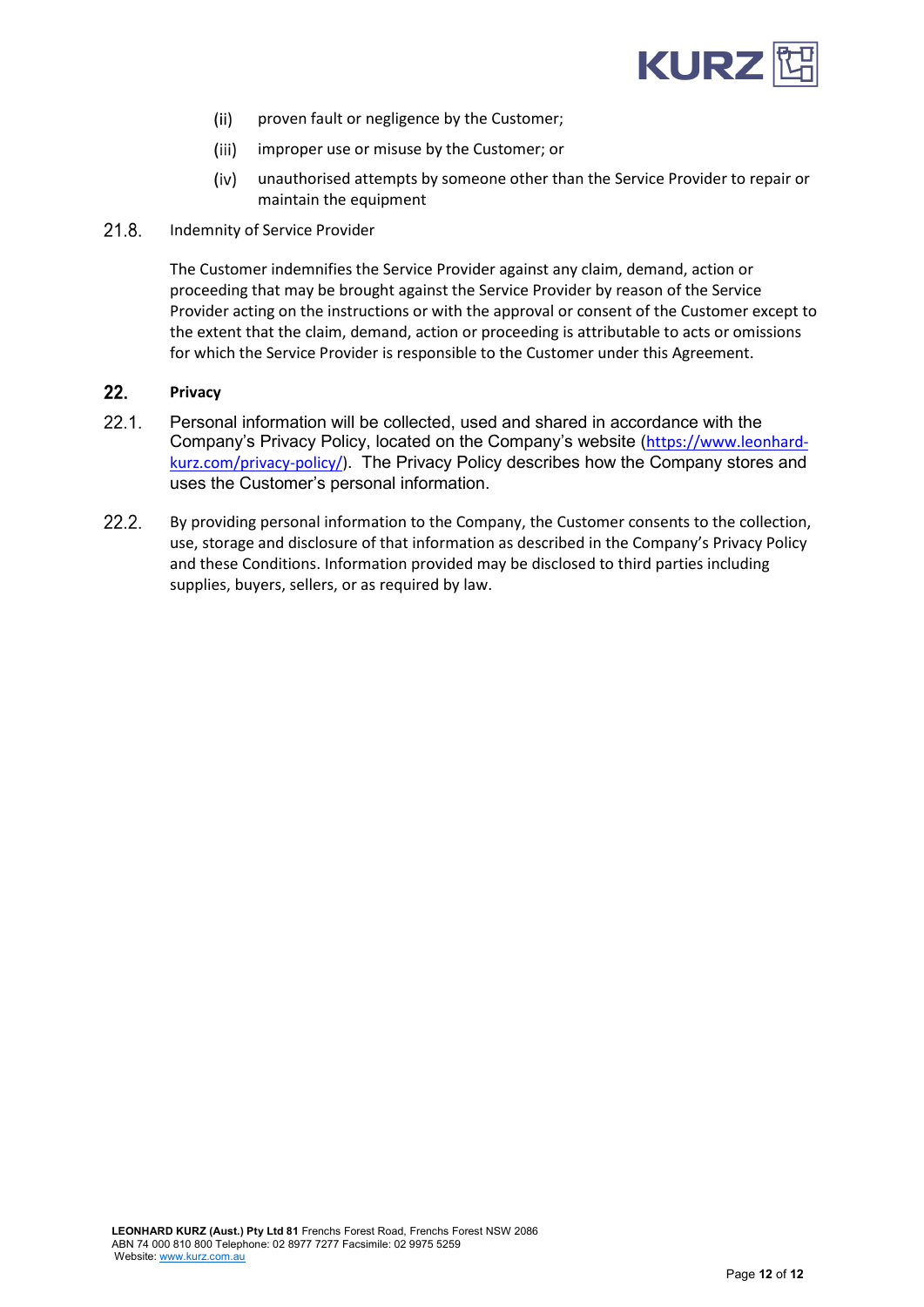(ii) proven fault or negligence by the Customer;

(iii) improper use or misuse by the Customer; or

(iv) unauthorised attempts by someone other than the Service Provider to repair or maintain the equipment

21.8. Indemnity of Service Provider

The Customer indemnifies the Service Provider against any claim, demand, action or proceeding that may be brought against the Service Provider by reason of the Service Provider acting on the instructions or with the approval or consent of the Customer except to the extent that the claim, demand, action or proceeding is attributable to acts or omissions for which the Service Provider is responsible to the Customer under this Agreement.

## 22. Privacy

22.1. Personal information will be collected, used and shared in accordance with the Company's Privacy Policy, located on the Company's website (https://www.leonhard-kurz.com/privacy-policy/). The Privacy Policy describes how the Company stores and uses the Customer's personal information.

22.2. By providing personal information to the Company, the Customer consents to the collection, use, storage and disclosure of that information as described in the Company's Privacy Policy and these Conditions. Information provided may be disclosed to third parties including supplies, buyers, sellers, or as required by law.